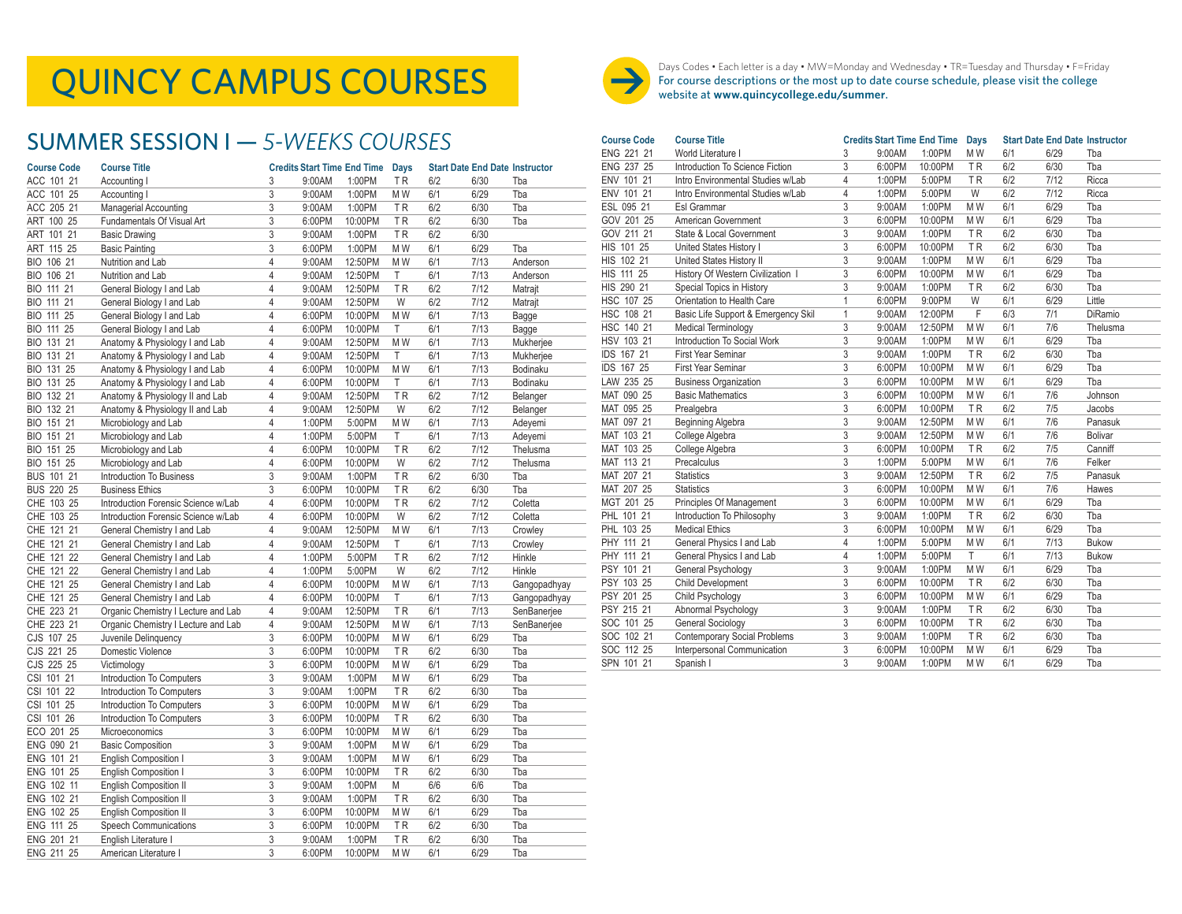# QUINCY CAMPUS COURSES

Days Codes • Each letter is a day • MW=Monday and Wednesday • TR=Tuesday and Thursday • F=Friday
For course descriptions or the most up to date course schedule, please visit the college website at **www.quincycollege.edu/summer**.

## SUMMER SESSION I — *5-WEEKS COURSES*

| Course Code | Course Title | Credits | Start Time | End Time | Days | Start Date | End Date | Instructor |
|---|---|---|---|---|---|---|---|---|
| ACC 101 21 | Accounting I | 3 | 9:00AM | 1:00PM | T R | 6/2 | 6/30 | Tba |
| ACC 101 25 | Accounting I | 3 | 9:00AM | 1:00PM | M W | 6/1 | 6/29 | Tba |
| ACC 205 21 | Managerial Accounting | 3 | 9:00AM | 1:00PM | T R | 6/2 | 6/30 | Tba |
| ART 100 25 | Fundamentals Of Visual Art | 3 | 6:00PM | 10:00PM | T R | 6/2 | 6/30 | Tba |
| ART 101 21 | Basic Drawing | 3 | 9:00AM | 1:00PM | T R | 6/2 | 6/30 | |
| ART 115 25 | Basic Painting | 3 | 6:00PM | 1:00PM | M W | 6/1 | 6/29 | Tba |
| BIO 106 21 | Nutrition and Lab | 4 | 9:00AM | 12:50PM | M W | 6/1 | 7/13 | Anderson |
| BIO 106 21 | Nutrition and Lab | 4 | 9:00AM | 12:50PM | T | 6/1 | 7/13 | Anderson |
| BIO 111 21 | General Biology I and Lab | 4 | 9:00AM | 12:50PM | T R | 6/2 | 7/12 | Matrajt |
| BIO 111 21 | General Biology I and Lab | 4 | 9:00AM | 12:50PM | W | 6/2 | 7/12 | Matrajt |
| BIO 111 25 | General Biology I and Lab | 4 | 6:00PM | 10:00PM | M W | 6/1 | 7/13 | Bagge |
| BIO 111 25 | General Biology I and Lab | 4 | 6:00PM | 10:00PM | T | 6/1 | 7/13 | Bagge |
| BIO 131 21 | Anatomy & Physiology I and Lab | 4 | 9:00AM | 12:50PM | M W | 6/1 | 7/13 | Mukherjee |
| BIO 131 21 | Anatomy & Physiology I and Lab | 4 | 9:00AM | 12:50PM | T | 6/1 | 7/13 | Mukherjee |
| BIO 131 25 | Anatomy & Physiology I and Lab | 4 | 6:00PM | 10:00PM | M W | 6/1 | 7/13 | Bodinaku |
| BIO 131 25 | Anatomy & Physiology I and Lab | 4 | 6:00PM | 10:00PM | T | 6/1 | 7/13 | Bodinaku |
| BIO 132 21 | Anatomy & Physiology II and Lab | 4 | 9:00AM | 12:50PM | T R | 6/2 | 7/12 | Belanger |
| BIO 132 21 | Anatomy & Physiology II and Lab | 4 | 9:00AM | 12:50PM | W | 6/2 | 7/12 | Belanger |
| BIO 151 21 | Microbiology and Lab | 4 | 1:00PM | 5:00PM | M W | 6/1 | 7/13 | Adeyemi |
| BIO 151 21 | Microbiology and Lab | 4 | 1:00PM | 5:00PM | T | 6/1 | 7/13 | Adeyemi |
| BIO 151 25 | Microbiology and Lab | 4 | 6:00PM | 10:00PM | T R | 6/2 | 7/12 | Thelusma |
| BIO 151 25 | Microbiology and Lab | 4 | 6:00PM | 10:00PM | W | 6/2 | 7/12 | Thelusma |
| BUS 101 21 | Introduction To Business | 3 | 9:00AM | 1:00PM | T R | 6/2 | 6/30 | Tba |
| BUS 220 25 | Business Ethics | 3 | 6:00PM | 10:00PM | T R | 6/2 | 6/30 | Tba |
| CHE 103 25 | Introduction Forensic Science w/Lab | 4 | 6:00PM | 10:00PM | T R | 6/2 | 7/12 | Coletta |
| CHE 103 25 | Introduction Forensic Science w/Lab | 4 | 6:00PM | 10:00PM | W | 6/2 | 7/12 | Coletta |
| CHE 121 21 | General Chemistry I and Lab | 4 | 9:00AM | 12:50PM | M W | 6/1 | 7/13 | Crowley |
| CHE 121 21 | General Chemistry I and Lab | 4 | 9:00AM | 12:50PM | T | 6/1 | 7/13 | Crowley |
| CHE 121 22 | General Chemistry I and Lab | 4 | 1:00PM | 5:00PM | T R | 6/2 | 7/12 | Hinkle |
| CHE 121 22 | General Chemistry I and Lab | 4 | 1:00PM | 5:00PM | W | 6/2 | 7/12 | Hinkle |
| CHE 121 25 | General Chemistry I and Lab | 4 | 6:00PM | 10:00PM | M W | 6/1 | 7/13 | Gangopadhyay |
| CHE 121 25 | General Chemistry I and Lab | 4 | 6:00PM | 10:00PM | T | 6/1 | 7/13 | Gangopadhyay |
| CHE 223 21 | Organic Chemistry I Lecture and Lab | 4 | 9:00AM | 12:50PM | T R | 6/1 | 7/13 | SenBanerjee |
| CHE 223 21 | Organic Chemistry I Lecture and Lab | 4 | 9:00AM | 12:50PM | M W | 6/1 | 7/13 | SenBanerjee |
| CJS 107 25 | Juvenile Delinquency | 3 | 6:00PM | 10:00PM | M W | 6/1 | 6/29 | Tba |
| CJS 221 25 | Domestic Violence | 3 | 6:00PM | 10:00PM | T R | 6/2 | 6/30 | Tba |
| CJS 225 25 | Victimology | 3 | 6:00PM | 10:00PM | M W | 6/1 | 6/29 | Tba |
| CSI 101 21 | Introduction To Computers | 3 | 9:00AM | 1:00PM | M W | 6/1 | 6/29 | Tba |
| CSI 101 22 | Introduction To Computers | 3 | 9:00AM | 1:00PM | T R | 6/2 | 6/30 | Tba |
| CSI 101 25 | Introduction To Computers | 3 | 6:00PM | 10:00PM | M W | 6/1 | 6/29 | Tba |
| CSI 101 26 | Introduction To Computers | 3 | 6:00PM | 10:00PM | T R | 6/2 | 6/30 | Tba |
| ECO 201 25 | Microeconomics | 3 | 6:00PM | 10:00PM | M W | 6/1 | 6/29 | Tba |
| ENG 090 21 | Basic Composition | 3 | 9:00AM | 1:00PM | M W | 6/1 | 6/29 | Tba |
| ENG 101 21 | English Composition I | 3 | 9:00AM | 1:00PM | M W | 6/1 | 6/29 | Tba |
| ENG 101 25 | English Composition I | 3 | 6:00PM | 10:00PM | T R | 6/2 | 6/30 | Tba |
| ENG 102 11 | English Composition II | 3 | 9:00AM | 1:00PM | M | 6/6 | 6/6 | Tba |
| ENG 102 21 | English Composition II | 3 | 9:00AM | 1:00PM | T R | 6/2 | 6/30 | Tba |
| ENG 102 25 | English Composition II | 3 | 6:00PM | 10:00PM | M W | 6/1 | 6/29 | Tba |
| ENG 111 25 | Speech Communications | 3 | 6:00PM | 10:00PM | T R | 6/2 | 6/30 | Tba |
| ENG 201 21 | English Literature I | 3 | 9:00AM | 1:00PM | T R | 6/2 | 6/30 | Tba |
| ENG 211 25 | American Literature I | 3 | 6:00PM | 10:00PM | M W | 6/1 | 6/29 | Tba |
| ENG 221 21 | World Literature I | 3 | 9:00AM | 1:00PM | M W | 6/1 | 6/29 | Tba |
| ENG 237 25 | Introduction To Science Fiction | 3 | 6:00PM | 10:00PM | T R | 6/2 | 6/30 | Tba |
| ENV 101 21 | Intro Environmental Studies w/Lab | 4 | 1:00PM | 5:00PM | T R | 6/2 | 7/12 | Ricca |
| ENV 101 21 | Intro Environmental Studies w/Lab | 4 | 1:00PM | 5:00PM | W | 6/2 | 7/12 | Ricca |
| ESL 095 21 | Esl Grammar | 3 | 9:00AM | 1:00PM | M W | 6/1 | 6/29 | Tba |
| GOV 201 25 | American Government | 3 | 6:00PM | 10:00PM | M W | 6/1 | 6/29 | Tba |
| GOV 211 21 | State & Local Government | 3 | 9:00AM | 1:00PM | T R | 6/2 | 6/30 | Tba |
| HIS 101 25 | United States History I | 3 | 6:00PM | 10:00PM | T R | 6/2 | 6/30 | Tba |
| HIS 102 21 | United States History II | 3 | 9:00AM | 1:00PM | M W | 6/1 | 6/29 | Tba |
| HIS 111 25 | History Of Western Civilization I | 3 | 6:00PM | 10:00PM | M W | 6/1 | 6/29 | Tba |
| HIS 290 21 | Special Topics in History | 3 | 9:00AM | 1:00PM | T R | 6/2 | 6/30 | Tba |
| HSC 107 25 | Orientation to Health Care | 1 | 6:00PM | 9:00PM | W | 6/1 | 6/29 | Little |
| HSC 108 21 | Basic Life Support & Emergency Skil | 1 | 9:00AM | 12:00PM | F | 6/3 | 7/1 | DiRamio |
| HSC 140 21 | Medical Terminology | 3 | 9:00AM | 12:50PM | M W | 6/1 | 7/6 | Thelusma |
| HSV 103 21 | Introduction To Social Work | 3 | 9:00AM | 1:00PM | M W | 6/1 | 6/29 | Tba |
| IDS 167 21 | First Year Seminar | 3 | 9:00AM | 1:00PM | T R | 6/2 | 6/30 | Tba |
| IDS 167 25 | First Year Seminar | 3 | 6:00PM | 10:00PM | M W | 6/1 | 6/29 | Tba |
| LAW 235 25 | Business Organization | 3 | 6:00PM | 10:00PM | M W | 6/1 | 6/29 | Tba |
| MAT 090 25 | Basic Mathematics | 3 | 6:00PM | 10:00PM | M W | 6/1 | 7/6 | Johnson |
| MAT 095 25 | Prealgebra | 3 | 6:00PM | 10:00PM | T R | 6/2 | 7/5 | Jacobs |
| MAT 097 21 | Beginning Algebra | 3 | 9:00AM | 12:50PM | M W | 6/1 | 7/6 | Panasuk |
| MAT 103 21 | College Algebra | 3 | 9:00AM | 12:50PM | M W | 6/1 | 7/6 | Bolivar |
| MAT 103 25 | College Algebra | 3 | 6:00PM | 10:00PM | T R | 6/2 | 7/5 | Canniff |
| MAT 113 21 | Precalculus | 3 | 1:00PM | 5:00PM | M W | 6/1 | 7/6 | Felker |
| MAT 207 21 | Statistics | 3 | 9:00AM | 12:50PM | T R | 6/2 | 7/5 | Panasuk |
| MAT 207 25 | Statistics | 3 | 6:00PM | 10:00PM | M W | 6/1 | 7/6 | Hawes |
| MGT 201 25 | Principles Of Management | 3 | 6:00PM | 10:00PM | M W | 6/1 | 6/29 | Tba |
| PHL 101 21 | Introduction To Philosophy | 3 | 9:00AM | 1:00PM | T R | 6/2 | 6/30 | Tba |
| PHL 103 25 | Medical Ethics | 3 | 6:00PM | 10:00PM | M W | 6/1 | 6/29 | Tba |
| PHY 111 21 | General Physics I and Lab | 4 | 1:00PM | 5:00PM | M W | 6/1 | 7/13 | Bukow |
| PHY 111 21 | General Physics I and Lab | 4 | 1:00PM | 5:00PM | T | 6/1 | 7/13 | Bukow |
| PSY 101 21 | General Psychology | 3 | 9:00AM | 1:00PM | M W | 6/1 | 6/29 | Tba |
| PSY 103 25 | Child Development | 3 | 6:00PM | 10:00PM | T R | 6/2 | 6/30 | Tba |
| PSY 201 25 | Child Psychology | 3 | 6:00PM | 10:00PM | M W | 6/1 | 6/29 | Tba |
| PSY 215 21 | Abnormal Psychology | 3 | 9:00AM | 1:00PM | T R | 6/2 | 6/30 | Tba |
| SOC 101 25 | General Sociology | 3 | 6:00PM | 10:00PM | T R | 6/2 | 6/30 | Tba |
| SOC 102 21 | Contemporary Social Problems | 3 | 9:00AM | 1:00PM | T R | 6/2 | 6/30 | Tba |
| SOC 112 25 | Interpersonal Communication | 3 | 6:00PM | 10:00PM | M W | 6/1 | 6/29 | Tba |
| SPN 101 21 | Spanish I | 3 | 9:00AM | 1:00PM | M W | 6/1 | 6/29 | Tba |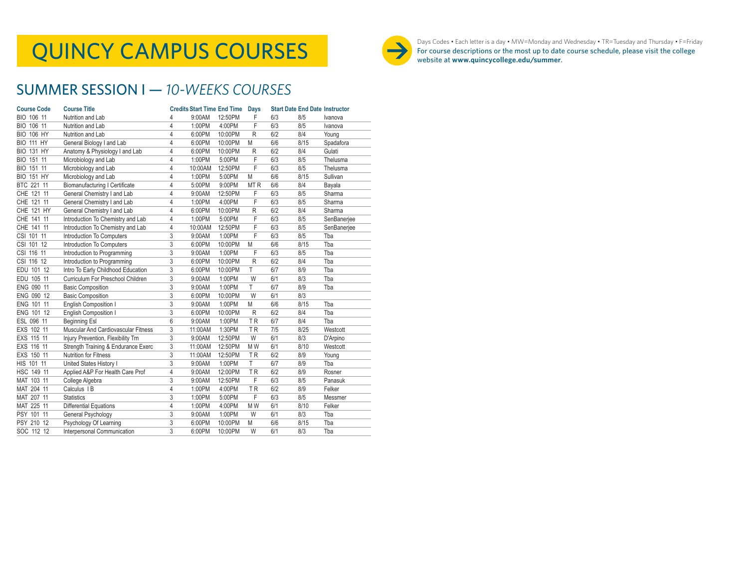# QUINCY CAMPUS COURSES

Days Codes • Each letter is a day • MW=Monday and Wednesday • TR=Tuesday and Thursday • F=Friday
For course descriptions or the most up to date course schedule, please visit the college website at **www.quincycollege.edu/summer**.

## SUMMER SESSION I — *10-WEEKS COURSES*

| Course Code | Course Title | Credits | Start Time | End Time | Days | Start Date | End Date | Instructor |
|---|---|---|---|---|---|---|---|---|
| BIO 106 11 | Nutrition and Lab | 4 | 9:00AM | 12:50PM | F | 6/3 | 8/5 | Ivanova |
| BIO 106 11 | Nutrition and Lab | 4 | 1:00PM | 4:00PM | F | 6/3 | 8/5 | Ivanova |
| BIO 106 HY | Nutrition and Lab | 4 | 6:00PM | 10:00PM | R | 6/2 | 8/4 | Young |
| BIO 111 HY | General Biology I and Lab | 4 | 6:00PM | 10:00PM | M | 6/6 | 8/15 | Spadafora |
| BIO 131 HY | Anatomy & Physiology I and Lab | 4 | 6:00PM | 10:00PM | R | 6/2 | 8/4 | Gulati |
| BIO 151 11 | Microbiology and Lab | 4 | 1:00PM | 5:00PM | F | 6/3 | 8/5 | Thelusma |
| BIO 151 11 | Microbiology and Lab | 4 | 10:00AM | 12:50PM | F | 6/3 | 8/5 | Thelusma |
| BIO 151 HY | Microbiology and Lab | 4 | 1:00PM | 5:00PM | M | 6/6 | 8/15 | Sullivan |
| BTC 221 11 | Biomanufacturing I Certificate | 4 | 5:00PM | 9:00PM | MT R | 6/6 | 8/4 | Bayala |
| CHE 121 11 | General Chemistry I and Lab | 4 | 9:00AM | 12:50PM | F | 6/3 | 8/5 | Sharma |
| CHE 121 11 | General Chemistry I and Lab | 4 | 1:00PM | 4:00PM | F | 6/3 | 8/5 | Sharma |
| CHE 121 HY | General Chemistry I and Lab | 4 | 6:00PM | 10:00PM | R | 6/2 | 8/4 | Sharma |
| CHE 141 11 | Introduction To Chemistry and Lab | 4 | 1:00PM | 5:00PM | F | 6/3 | 8/5 | SenBanerjee |
| CHE 141 11 | Introduction To Chemistry and Lab | 4 | 10:00AM | 12:50PM | F | 6/3 | 8/5 | SenBanerjee |
| CSI 101 11 | Introduction To Computers | 3 | 9:00AM | 1:00PM | F | 6/3 | 8/5 | Tba |
| CSI 101 12 | Introduction To Computers | 3 | 6:00PM | 10:00PM | M | 6/6 | 8/15 | Tba |
| CSI 116 11 | Introduction to Programming | 3 | 9:00AM | 1:00PM | F | 6/3 | 8/5 | Tba |
| CSI 116 12 | Introduction to Programming | 3 | 6:00PM | 10:00PM | R | 6/2 | 8/4 | Tba |
| EDU 101 12 | Intro To Early Childhood Education | 3 | 6:00PM | 10:00PM | T | 6/7 | 8/9 | Tba |
| EDU 105 11 | Curriculum For Preschool Children | 3 | 9:00AM | 1:00PM | W | 6/1 | 8/3 | Tba |
| ENG 090 11 | Basic Composition | 3 | 9:00AM | 1:00PM | T | 6/7 | 8/9 | Tba |
| ENG 090 12 | Basic Composition | 3 | 6:00PM | 10:00PM | W | 6/1 | 8/3 | |
| ENG 101 11 | English Composition I | 3 | 9:00AM | 1:00PM | M | 6/6 | 8/15 | Tba |
| ENG 101 12 | English Composition I | 3 | 6:00PM | 10:00PM | R | 6/2 | 8/4 | Tba |
| ESL 096 11 | Beginning Esl | 6 | 9:00AM | 1:00PM | T R | 6/7 | 8/4 | Tba |
| EXS 102 11 | Muscular And Cardiovascular Fitness | 3 | 11:00AM | 1:30PM | T R | 7/5 | 8/25 | Westcott |
| EXS 115 11 | Injury Prevention, Flexibility Trn | 3 | 9:00AM | 12:50PM | W | 6/1 | 8/3 | D'Arpino |
| EXS 116 11 | Strength Training & Endurance Exerc | 3 | 11:00AM | 12:50PM | M W | 6/1 | 8/10 | Westcott |
| EXS 150 11 | Nutrition for Fitness | 3 | 11:00AM | 12:50PM | T R | 6/2 | 8/9 | Young |
| HIS 101 11 | United States History I | 3 | 9:00AM | 1:00PM | T | 6/7 | 8/9 | Tba |
| HSC 149 11 | Applied A&P For Health Care Prof | 4 | 9:00AM | 12:00PM | T R | 6/2 | 8/9 | Rosner |
| MAT 103 11 | College Algebra | 3 | 9:00AM | 12:50PM | F | 6/3 | 8/5 | Panasuk |
| MAT 204 11 | Calculus I B | 4 | 1:00PM | 4:00PM | T R | 6/2 | 8/9 | Felker |
| MAT 207 11 | Statistics | 3 | 1:00PM | 5:00PM | F | 6/3 | 8/5 | Messmer |
| MAT 225 11 | Differential Equations | 4 | 1:00PM | 4:00PM | M W | 6/1 | 8/10 | Felker |
| PSY 101 11 | General Psychology | 3 | 9:00AM | 1:00PM | W | 6/1 | 8/3 | Tba |
| PSY 210 12 | Psychology Of Learning | 3 | 6:00PM | 10:00PM | M | 6/6 | 8/15 | Tba |
| SOC 112 12 | Interpersonal Communication | 3 | 6:00PM | 10:00PM | W | 6/1 | 8/3 | Tba |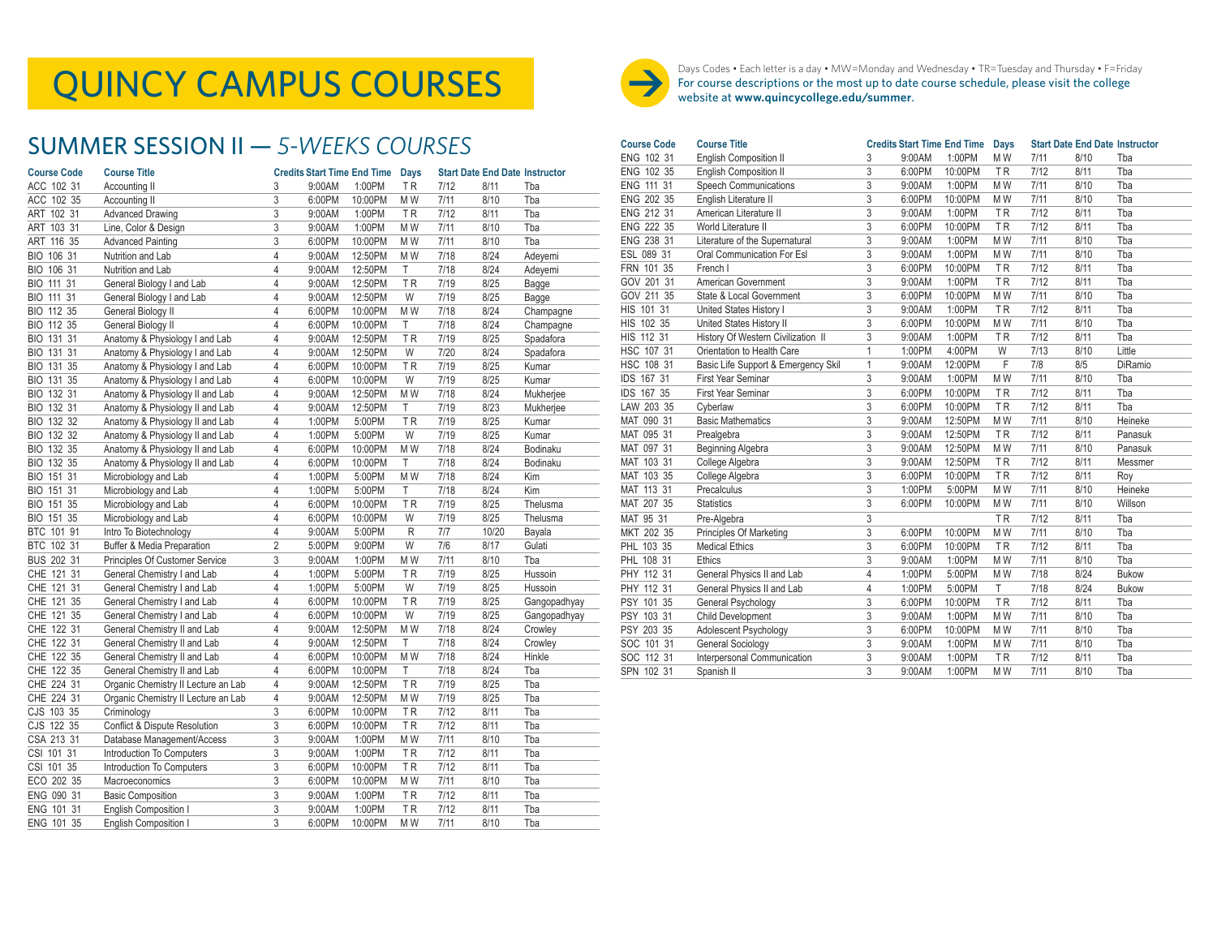# QUINCY CAMPUS COURSES

Days Codes • Each letter is a day • MW=Monday and Wednesday • TR=Tuesday and Thursday • F=Friday
For course descriptions or the most up to date course schedule, please visit the college website at **www.quincycollege.edu/summer**.

## SUMMER SESSION II — *5-WEEKS COURSES*

| Course Code | Course Title | Credits | Start Time | End Time | Days | Start Date | End Date | Instructor |
|---|---|---|---|---|---|---|---|---|
| ACC 102 31 | Accounting II | 3 | 9:00AM | 1:00PM | T R | 7/12 | 8/11 | Tba |
| ACC 102 35 | Accounting II | 3 | 6:00PM | 10:00PM | M W | 7/11 | 8/10 | Tba |
| ART 102 31 | Advanced Drawing | 3 | 9:00AM | 1:00PM | T R | 7/12 | 8/11 | Tba |
| ART 103 31 | Line, Color & Design | 3 | 9:00AM | 1:00PM | M W | 7/11 | 8/10 | Tba |
| ART 116 35 | Advanced Painting | 3 | 6:00PM | 10:00PM | M W | 7/11 | 8/10 | Tba |
| BIO 106 31 | Nutrition and Lab | 4 | 9:00AM | 12:50PM | M W | 7/18 | 8/24 | Adeyemi |
| BIO 106 31 | Nutrition and Lab | 4 | 9:00AM | 12:50PM | T | 7/18 | 8/24 | Adeyemi |
| BIO 111 31 | General Biology I and Lab | 4 | 9:00AM | 12:50PM | T R | 7/19 | 8/25 | Bagge |
| BIO 111 31 | General Biology I and Lab | 4 | 9:00AM | 12:50PM | W | 7/19 | 8/25 | Bagge |
| BIO 112 35 | General Biology II | 4 | 6:00PM | 10:00PM | M W | 7/18 | 8/24 | Champagne |
| BIO 112 35 | General Biology II | 4 | 6:00PM | 10:00PM | T | 7/18 | 8/24 | Champagne |
| BIO 131 31 | Anatomy & Physiology I and Lab | 4 | 9:00AM | 12:50PM | T R | 7/19 | 8/25 | Spadafora |
| BIO 131 31 | Anatomy & Physiology I and Lab | 4 | 9:00AM | 12:50PM | W | 7/20 | 8/24 | Spadafora |
| BIO 131 35 | Anatomy & Physiology I and Lab | 4 | 6:00PM | 10:00PM | T R | 7/19 | 8/25 | Kumar |
| BIO 131 35 | Anatomy & Physiology I and Lab | 4 | 6:00PM | 10:00PM | W | 7/19 | 8/25 | Kumar |
| BIO 132 31 | Anatomy & Physiology II and Lab | 4 | 9:00AM | 12:50PM | M W | 7/18 | 8/24 | Mukherjee |
| BIO 132 31 | Anatomy & Physiology II and Lab | 4 | 9:00AM | 12:50PM | T | 7/19 | 8/23 | Mukherjee |
| BIO 132 32 | Anatomy & Physiology II and Lab | 4 | 1:00PM | 5:00PM | T R | 7/19 | 8/25 | Kumar |
| BIO 132 32 | Anatomy & Physiology II and Lab | 4 | 1:00PM | 5:00PM | W | 7/19 | 8/25 | Kumar |
| BIO 132 35 | Anatomy & Physiology II and Lab | 4 | 6:00PM | 10:00PM | M W | 7/18 | 8/24 | Bodinaku |
| BIO 132 35 | Anatomy & Physiology II and Lab | 4 | 6:00PM | 10:00PM | T | 7/18 | 8/24 | Bodinaku |
| BIO 151 31 | Microbiology and Lab | 4 | 1:00PM | 5:00PM | M W | 7/18 | 8/24 | Kim |
| BIO 151 31 | Microbiology and Lab | 4 | 1:00PM | 5:00PM | T | 7/18 | 8/24 | Kim |
| BIO 151 35 | Microbiology and Lab | 4 | 6:00PM | 10:00PM | T R | 7/19 | 8/25 | Thelusma |
| BIO 151 35 | Microbiology and Lab | 4 | 6:00PM | 10:00PM | W | 7/19 | 8/25 | Thelusma |
| BTC 101 91 | Intro To Biotechnology | 4 | 9:00AM | 5:00PM | R | 7/7 | 10/20 | Bayala |
| BTC 102 31 | Buffer & Media Preparation | 2 | 5:00PM | 9:00PM | W | 7/6 | 8/17 | Gulati |
| BUS 202 31 | Principles Of Customer Service | 3 | 9:00AM | 1:00PM | M W | 7/11 | 8/10 | Tba |
| CHE 121 31 | General Chemistry I and Lab | 4 | 1:00PM | 5:00PM | T R | 7/19 | 8/25 | Hussoin |
| CHE 121 31 | General Chemistry I and Lab | 4 | 1:00PM | 5:00PM | W | 7/19 | 8/25 | Hussoin |
| CHE 121 35 | General Chemistry I and Lab | 4 | 6:00PM | 10:00PM | T R | 7/19 | 8/25 | Gangopadhyay |
| CHE 121 35 | General Chemistry I and Lab | 4 | 6:00PM | 10:00PM | W | 7/19 | 8/25 | Gangopadhyay |
| CHE 122 31 | General Chemistry II and Lab | 4 | 9:00AM | 12:50PM | M W | 7/18 | 8/24 | Crowley |
| CHE 122 31 | General Chemistry II and Lab | 4 | 9:00AM | 12:50PM | T | 7/18 | 8/24 | Crowley |
| CHE 122 35 | General Chemistry II and Lab | 4 | 6:00PM | 10:00PM | M W | 7/18 | 8/24 | Hinkle |
| CHE 122 35 | General Chemistry II and Lab | 4 | 6:00PM | 10:00PM | T | 7/18 | 8/24 | Tba |
| CHE 224 31 | Organic Chemistry II Lecture an Lab | 4 | 9:00AM | 12:50PM | T R | 7/19 | 8/25 | Tba |
| CHE 224 31 | Organic Chemistry II Lecture an Lab | 4 | 9:00AM | 12:50PM | M W | 7/19 | 8/25 | Tba |
| CJS 103 35 | Criminology | 3 | 6:00PM | 10:00PM | T R | 7/12 | 8/11 | Tba |
| CJS 122 35 | Conflict & Dispute Resolution | 3 | 6:00PM | 10:00PM | T R | 7/12 | 8/11 | Tba |
| CSA 213 31 | Database Management/Access | 3 | 9:00AM | 1:00PM | M W | 7/11 | 8/10 | Tba |
| CSI 101 31 | Introduction To Computers | 3 | 9:00AM | 1:00PM | T R | 7/12 | 8/11 | Tba |
| CSI 101 35 | Introduction To Computers | 3 | 6:00PM | 10:00PM | T R | 7/12 | 8/11 | Tba |
| ECO 202 35 | Macroeconomics | 3 | 6:00PM | 10:00PM | M W | 7/11 | 8/10 | Tba |
| ENG 090 31 | Basic Composition | 3 | 9:00AM | 1:00PM | T R | 7/12 | 8/11 | Tba |
| ENG 101 31 | English Composition I | 3 | 9:00AM | 1:00PM | T R | 7/12 | 8/11 | Tba |
| ENG 101 35 | English Composition I | 3 | 6:00PM | 10:00PM | M W | 7/11 | 8/10 | Tba |
| ENG 102 31 | English Composition II | 3 | 9:00AM | 1:00PM | M W | 7/11 | 8/10 | Tba |
| ENG 102 35 | English Composition II | 3 | 6:00PM | 10:00PM | T R | 7/12 | 8/11 | Tba |
| ENG 111 31 | Speech Communications | 3 | 9:00AM | 1:00PM | M W | 7/11 | 8/10 | Tba |
| ENG 202 35 | English Literature II | 3 | 6:00PM | 10:00PM | M W | 7/11 | 8/10 | Tba |
| ENG 212 31 | American Literature II | 3 | 9:00AM | 1:00PM | T R | 7/12 | 8/11 | Tba |
| ENG 222 35 | World Literature II | 3 | 6:00PM | 10:00PM | T R | 7/12 | 8/11 | Tba |
| ENG 238 31 | Literature of the Supernatural | 3 | 9:00AM | 1:00PM | M W | 7/11 | 8/10 | Tba |
| ESL 089 31 | Oral Communication For Esl | 3 | 9:00AM | 1:00PM | M W | 7/11 | 8/10 | Tba |
| FRN 101 35 | French I | 3 | 6:00PM | 10:00PM | T R | 7/12 | 8/11 | Tba |
| GOV 201 31 | American Government | 3 | 9:00AM | 1:00PM | T R | 7/12 | 8/11 | Tba |
| GOV 211 35 | State & Local Government | 3 | 6:00PM | 10:00PM | M W | 7/11 | 8/10 | Tba |
| HIS 101 31 | United States History I | 3 | 9:00AM | 1:00PM | T R | 7/12 | 8/11 | Tba |
| HIS 102 35 | United States History II | 3 | 6:00PM | 10:00PM | M W | 7/11 | 8/10 | Tba |
| HIS 112 31 | History Of Western Civilization II | 3 | 9:00AM | 1:00PM | T R | 7/12 | 8/11 | Tba |
| HSC 107 31 | Orientation to Health Care | 1 | 1:00PM | 4:00PM | W | 7/13 | 8/10 | Little |
| HSC 108 31 | Basic Life Support & Emergency Skil | 1 | 9:00AM | 12:00PM | F | 7/8 | 8/5 | DiRamio |
| IDS 167 31 | First Year Seminar | 3 | 9:00AM | 1:00PM | M W | 7/11 | 8/10 | Tba |
| IDS 167 35 | First Year Seminar | 3 | 6:00PM | 10:00PM | T R | 7/12 | 8/11 | Tba |
| LAW 203 35 | Cyberlaw | 3 | 6:00PM | 10:00PM | T R | 7/12 | 8/11 | Tba |
| MAT 090 31 | Basic Mathematics | 3 | 9:00AM | 12:50PM | M W | 7/11 | 8/10 | Heineke |
| MAT 095 31 | Prealgebra | 3 | 9:00AM | 12:50PM | T R | 7/12 | 8/11 | Panasuk |
| MAT 097 31 | Beginning Algebra | 3 | 9:00AM | 12:50PM | M W | 7/11 | 8/10 | Panasuk |
| MAT 103 31 | College Algebra | 3 | 9:00AM | 12:50PM | T R | 7/12 | 8/11 | Messmer |
| MAT 103 35 | College Algebra | 3 | 6:00PM | 10:00PM | T R | 7/12 | 8/11 | Roy |
| MAT 113 31 | Precalculus | 3 | 1:00PM | 5:00PM | M W | 7/11 | 8/10 | Heineke |
| MAT 207 35 | Statistics | 3 | 6:00PM | 10:00PM | M W | 7/11 | 8/10 | Willson |
| MAT 95 31 | Pre-Algebra | 3 | | | T R | 7/12 | 8/11 | Tba |
| MKT 202 35 | Principles Of Marketing | 3 | 6:00PM | 10:00PM | M W | 7/11 | 8/10 | Tba |
| PHL 103 35 | Medical Ethics | 3 | 6:00PM | 10:00PM | T R | 7/12 | 8/11 | Tba |
| PHL 108 31 | Ethics | 3 | 9:00AM | 1:00PM | M W | 7/11 | 8/10 | Tba |
| PHY 112 31 | General Physics II and Lab | 4 | 1:00PM | 5:00PM | M W | 7/18 | 8/24 | Bukow |
| PHY 112 31 | General Physics II and Lab | 4 | 1:00PM | 5:00PM | T | 7/18 | 8/24 | Bukow |
| PSY 101 35 | General Psychology | 3 | 6:00PM | 10:00PM | T R | 7/12 | 8/11 | Tba |
| PSY 103 31 | Child Development | 3 | 9:00AM | 1:00PM | M W | 7/11 | 8/10 | Tba |
| PSY 203 35 | Adolescent Psychology | 3 | 6:00PM | 10:00PM | M W | 7/11 | 8/10 | Tba |
| SOC 101 31 | General Sociology | 3 | 9:00AM | 1:00PM | M W | 7/11 | 8/10 | Tba |
| SOC 112 31 | Interpersonal Communication | 3 | 9:00AM | 1:00PM | T R | 7/12 | 8/11 | Tba |
| SPN 102 31 | Spanish II | 3 | 9:00AM | 1:00PM | M W | 7/11 | 8/10 | Tba |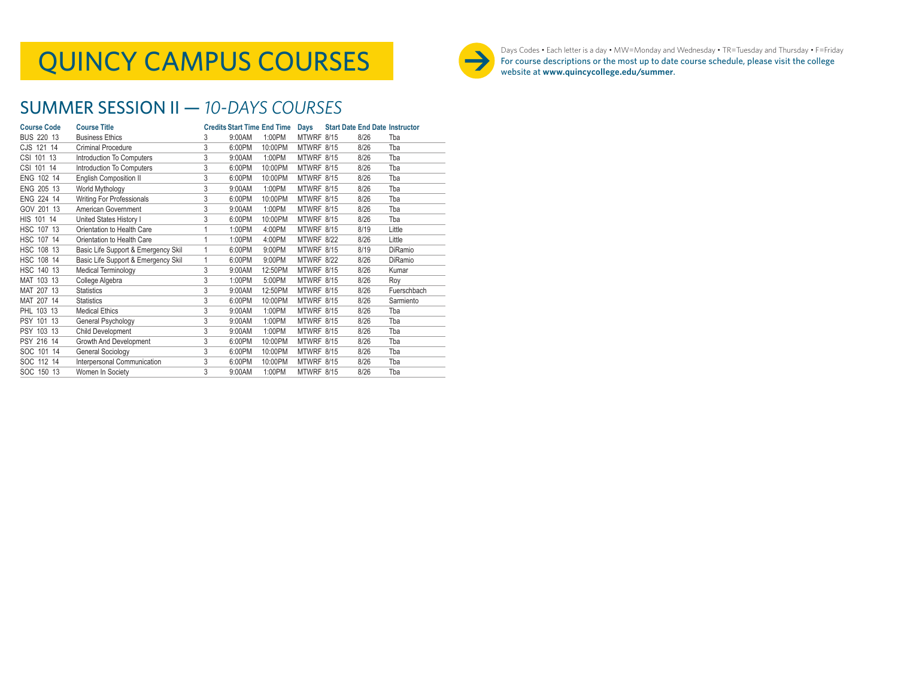# QUINCY CAMPUS COURSES

Days Codes • Each letter is a day • MW=Monday and Wednesday • TR=Tuesday and Thursday • F=Friday
For course descriptions or the most up to date course schedule, please visit the college website at **www.quincycollege.edu/summer**.

## SUMMER SESSION II — *10-DAYS COURSES*

| Course Code | Course Title | Credits | Start Time | End Time | Days | Start Date | End Date | Instructor |
|---|---|---|---|---|---|---|---|---|
| BUS 220 13 | Business Ethics | 3 | 9:00AM | 1:00PM | MTWRF | 8/15 | 8/26 | Tba |
| CJS 121 14 | Criminal Procedure | 3 | 6:00PM | 10:00PM | MTWRF | 8/15 | 8/26 | Tba |
| CSI 101 13 | Introduction To Computers | 3 | 9:00AM | 1:00PM | MTWRF | 8/15 | 8/26 | Tba |
| CSI 101 14 | Introduction To Computers | 3 | 6:00PM | 10:00PM | MTWRF | 8/15 | 8/26 | Tba |
| ENG 102 14 | English Composition II | 3 | 6:00PM | 10:00PM | MTWRF | 8/15 | 8/26 | Tba |
| ENG 205 13 | World Mythology | 3 | 9:00AM | 1:00PM | MTWRF | 8/15 | 8/26 | Tba |
| ENG 224 14 | Writing For Professionals | 3 | 6:00PM | 10:00PM | MTWRF | 8/15 | 8/26 | Tba |
| GOV 201 13 | American Government | 3 | 9:00AM | 1:00PM | MTWRF | 8/15 | 8/26 | Tba |
| HIS 101 14 | United States History I | 3 | 6:00PM | 10:00PM | MTWRF | 8/15 | 8/26 | Tba |
| HSC 107 13 | Orientation to Health Care | 1 | 1:00PM | 4:00PM | MTWRF | 8/15 | 8/19 | Little |
| HSC 107 14 | Orientation to Health Care | 1 | 1:00PM | 4:00PM | MTWRF | 8/22 | 8/26 | Little |
| HSC 108 13 | Basic Life Support & Emergency Skil | 1 | 6:00PM | 9:00PM | MTWRF | 8/15 | 8/19 | DiRamio |
| HSC 108 14 | Basic Life Support & Emergency Skil | 1 | 6:00PM | 9:00PM | MTWRF | 8/22 | 8/26 | DiRamio |
| HSC 140 13 | Medical Terminology | 3 | 9:00AM | 12:50PM | MTWRF | 8/15 | 8/26 | Kumar |
| MAT 103 13 | College Algebra | 3 | 1:00PM | 5:00PM | MTWRF | 8/15 | 8/26 | Roy |
| MAT 207 13 | Statistics | 3 | 9:00AM | 12:50PM | MTWRF | 8/15 | 8/26 | Fuerschbach |
| MAT 207 14 | Statistics | 3 | 6:00PM | 10:00PM | MTWRF | 8/15 | 8/26 | Sarmiento |
| PHL 103 13 | Medical Ethics | 3 | 9:00AM | 1:00PM | MTWRF | 8/15 | 8/26 | Tba |
| PSY 101 13 | General Psychology | 3 | 9:00AM | 1:00PM | MTWRF | 8/15 | 8/26 | Tba |
| PSY 103 13 | Child Development | 3 | 9:00AM | 1:00PM | MTWRF | 8/15 | 8/26 | Tba |
| PSY 216 14 | Growth And Development | 3 | 6:00PM | 10:00PM | MTWRF | 8/15 | 8/26 | Tba |
| SOC 101 14 | General Sociology | 3 | 6:00PM | 10:00PM | MTWRF | 8/15 | 8/26 | Tba |
| SOC 112 14 | Interpersonal Communication | 3 | 6:00PM | 10:00PM | MTWRF | 8/15 | 8/26 | Tba |
| SOC 150 13 | Women In Society | 3 | 9:00AM | 1:00PM | MTWRF | 8/15 | 8/26 | Tba |